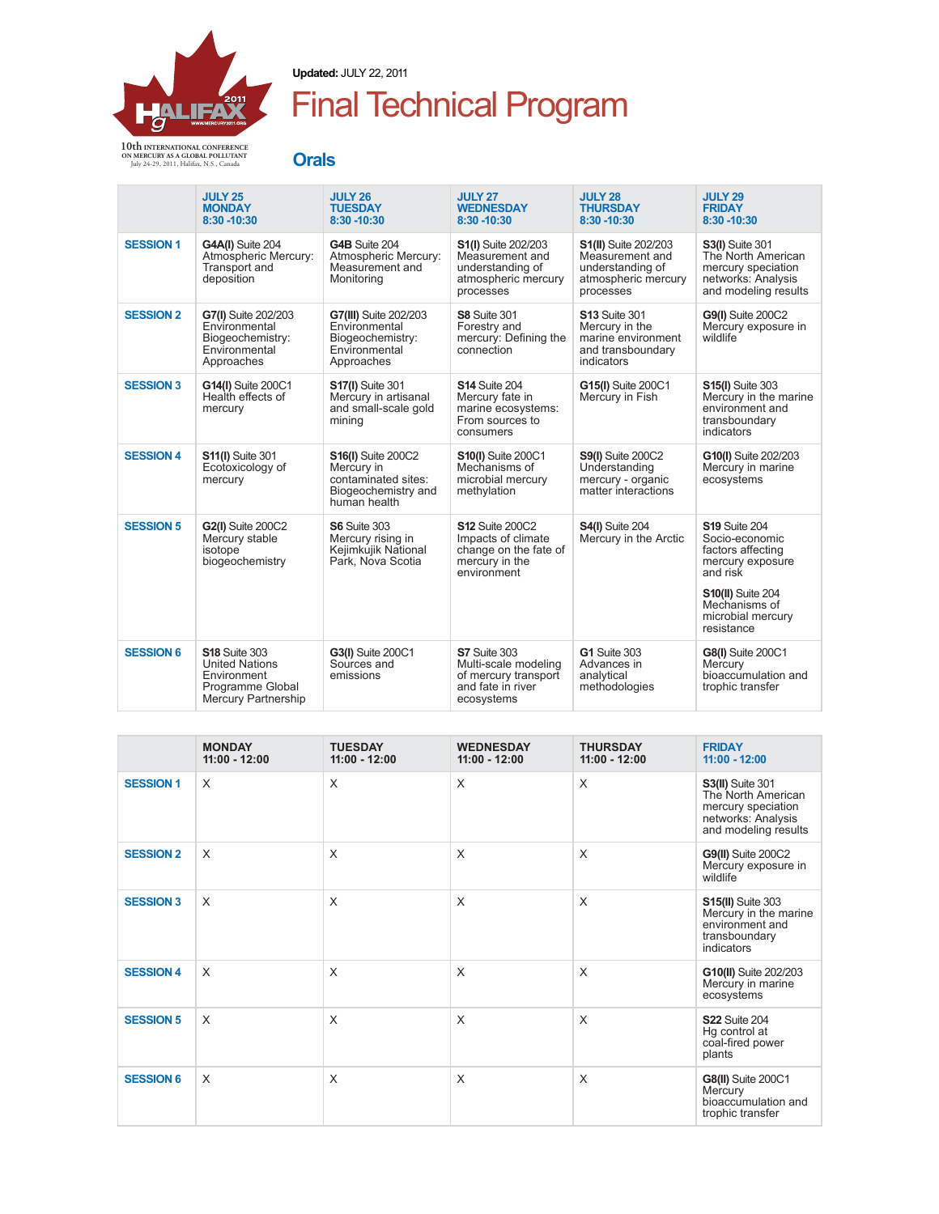10th INTERNATIONAL CONFERENCE ON MERCURY AS A GLOBAL POLLUTANT
July 24-29, 2011, Halifax, N.S., Canada

**Updated:** JULY 22, 2011

# Final Technical Program

## Orals

| | JULY 25 MONDAY 8:30 -10:30 | JULY 26 TUESDAY 8:30 -10:30 | JULY 27 WEDNESDAY 8:30 -10:30 | JULY 28 THURSDAY 8:30 -10:30 | JULY 29 FRIDAY 8:30 -10:30 |
|---|---|---|---|---|---|
| **SESSION 1** | **G4A(I)** Suite 204 Atmospheric Mercury: Transport and deposition | **G4B** Suite 204 Atmospheric Mercury: Measurement and Monitoring | **S1(I)** Suite 202/203 Measurement and understanding of atmospheric mercury processes | **S1(II)** Suite 202/203 Measurement and understanding of atmospheric mercury processes | **S3(I)** Suite 301 The North American mercury speciation networks: Analysis and modeling results |
| **SESSION 2** | **G7(I)** Suite 202/203 Environmental Biogeochemistry: Environmental Approaches | **G7(III)** Suite 202/203 Environmental Biogeochemistry: Environmental Approaches | **S8** Suite 301 Forestry and mercury: Defining the connection | **S13** Suite 301 Mercury in the marine environment and transboundary indicators | **G9(I)** Suite 200C2 Mercury exposure in wildlife |
| **SESSION 3** | **G14(I)** Suite 200C1 Health effects of mercury | **S17(I)** Suite 301 Mercury in artisanal and small-scale gold mining | **S14** Suite 204 Mercury fate in marine ecosystems: From sources to consumers | **G15(I)** Suite 200C1 Mercury in Fish | **S15(I)** Suite 303 Mercury in the marine environment and transboundary indicators |
| **SESSION 4** | **S11(I)** Suite 301 Ecotoxicology of mercury | **S16(I)** Suite 200C2 Mercury in contaminated sites: Biogeochemistry and human health | **S10(I)** Suite 200C1 Mechanisms of microbial mercury methylation | **S9(I)** Suite 200C2 Understanding mercury - organic matter interactions | **G10(I)** Suite 202/203 Mercury in marine ecosystems |
| **SESSION 5** | **G2(I)** Suite 200C2 Mercury stable isotope biogeochemistry | **S6** Suite 303 Mercury rising in Kejimkujik National Park, Nova Scotia | **S12** Suite 200C2 Impacts of climate change on the fate of mercury in the environment | **S4(I)** Suite 204 Mercury in the Arctic | **S19** Suite 204 Socio-economic factors affecting mercury exposure and risk<br>**S10(II)** Suite 204 Mechanisms of microbial mercury resistance |
| **SESSION 6** | **S18** Suite 303 United Nations Environment Programme Global Mercury Partnership | **G3(I)** Suite 200C1 Sources and emissions | **S7** Suite 303 Multi-scale modeling of mercury transport and fate in river ecosystems | **G1** Suite 303 Advances in analytical methodologies | **G8(I)** Suite 200C1 Mercury bioaccumulation and trophic transfer |

| | MONDAY 11:00 - 12:00 | TUESDAY 11:00 - 12:00 | WEDNESDAY 11:00 - 12:00 | THURSDAY 11:00 - 12:00 | FRIDAY 11:00 - 12:00 |
|---|---|---|---|---|---|
| **SESSION 1** | X | X | X | X | **S3(II)** Suite 301 The North American mercury speciation networks: Analysis and modeling results |
| **SESSION 2** | X | X | X | X | **G9(II)** Suite 200C2 Mercury exposure in wildlife |
| **SESSION 3** | X | X | X | X | **S15(II)** Suite 303 Mercury in the marine environment and transboundary indicators |
| **SESSION 4** | X | X | X | X | **G10(II)** Suite 202/203 Mercury in marine ecosystems |
| **SESSION 5** | X | X | X | X | **S22** Suite 204 Hg control at coal-fired power plants |
| **SESSION 6** | X | X | X | X | **G8(II)** Suite 200C1 Mercury bioaccumulation and trophic transfer |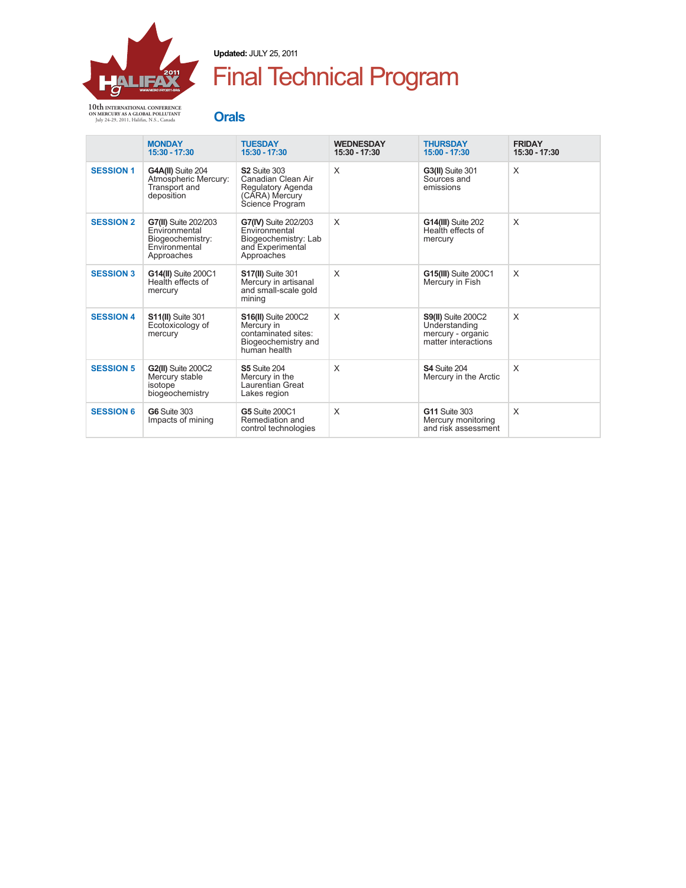10th INTERNATIONAL CONFERENCE ON MERCURY AS A GLOBAL POLLUTANT
July 24-29, 2011, Halifax, N.S., Canada

**Updated:** JULY 25, 2011

# Final Technical Program

## Orals

| | MONDAY 15:30 - 17:30 | TUESDAY 15:30 - 17:30 | WEDNESDAY 15:30 - 17:30 | THURSDAY 15:00 - 17:30 | FRIDAY 15:30 - 17:30 |
|---|---|---|---|---|---|
| **SESSION 1** | **G4A(II)** Suite 204 Atmospheric Mercury: Transport and deposition | **S2** Suite 303 Canadian Clean Air Regulatory Agenda (CARA) Mercury Science Program | X | **G3(II)** Suite 301 Sources and emissions | X |
| **SESSION 2** | **G7(II)** Suite 202/203 Environmental Biogeochemistry: Environmental Approaches | **G7(IV)** Suite 202/203 Environmental Biogeochemistry: Lab and Experimental Approaches | X | **G14(III)** Suite 202 Health effects of mercury | X |
| **SESSION 3** | **G14(II)** Suite 200C1 Health effects of mercury | **S17(II)** Suite 301 Mercury in artisanal and small-scale gold mining | X | **G15(III)** Suite 200C1 Mercury in Fish | X |
| **SESSION 4** | **S11(II)** Suite 301 Ecotoxicology of mercury | **S16(II)** Suite 200C2 Mercury in contaminated sites: Biogeochemistry and human health | X | **S9(II)** Suite 200C2 Understanding mercury - organic matter interactions | X |
| **SESSION 5** | **G2(II)** Suite 200C2 Mercury stable isotope biogeochemistry | **S5** Suite 204 Mercury in the Laurentian Great Lakes region | X | **S4** Suite 204 Mercury in the Arctic | X |
| **SESSION 6** | **G6** Suite 303 Impacts of mining | **G5** Suite 200C1 Remediation and control technologies | X | **G11** Suite 303 Mercury monitoring and risk assessment | X |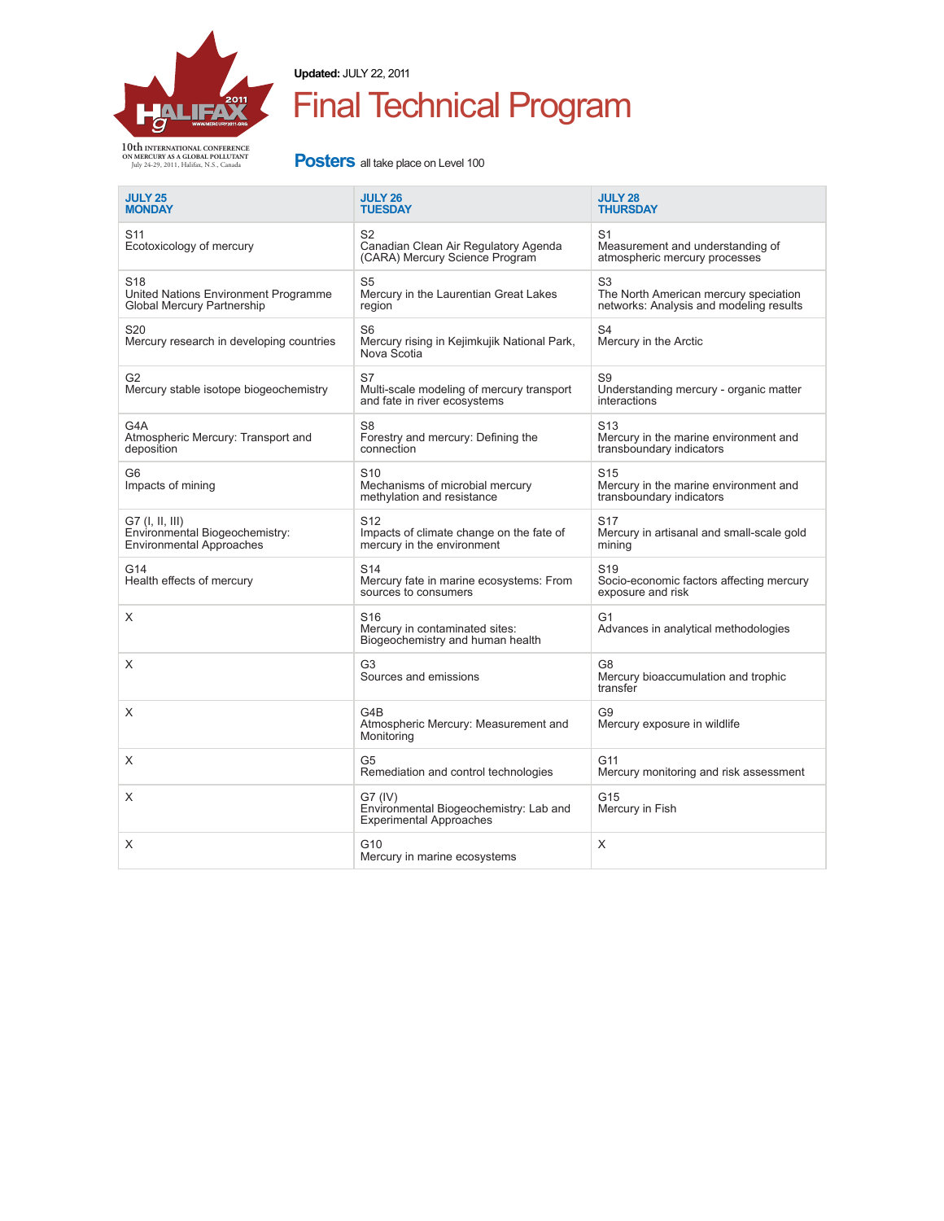10th INTERNATIONAL CONFERENCE ON MERCURY AS A GLOBAL POLLUTANT
July 24-29, 2011, Halifax, N.S., Canada

**Updated:** JULY 22, 2011

# Final Technical Program

## Posters all take place on Level 100

| JULY 25 MONDAY | JULY 26 TUESDAY | JULY 28 THURSDAY |
|---|---|---|
| S11<br>Ecotoxicology of mercury | S2<br>Canadian Clean Air Regulatory Agenda (CARA) Mercury Science Program | S1<br>Measurement and understanding of atmospheric mercury processes |
| S18<br>United Nations Environment Programme Global Mercury Partnership | S5<br>Mercury in the Laurentian Great Lakes region | S3<br>The North American mercury speciation networks: Analysis and modeling results |
| S20<br>Mercury research in developing countries | S6<br>Mercury rising in Kejimkujik National Park, Nova Scotia | S4<br>Mercury in the Arctic |
| G2<br>Mercury stable isotope biogeochemistry | S7<br>Multi-scale modeling of mercury transport and fate in river ecosystems | S9<br>Understanding mercury - organic matter interactions |
| G4A<br>Atmospheric Mercury: Transport and deposition | S8<br>Forestry and mercury: Defining the connection | S13<br>Mercury in the marine environment and transboundary indicators |
| G6<br>Impacts of mining | S10<br>Mechanisms of microbial mercury methylation and resistance | S15<br>Mercury in the marine environment and transboundary indicators |
| G7 (I, II, III)<br>Environmental Biogeochemistry: Environmental Approaches | S12<br>Impacts of climate change on the fate of mercury in the environment | S17<br>Mercury in artisanal and small-scale gold mining |
| G14<br>Health effects of mercury | S14<br>Mercury fate in marine ecosystems: From sources to consumers | S19<br>Socio-economic factors affecting mercury exposure and risk |
| X | S16<br>Mercury in contaminated sites: Biogeochemistry and human health | G1<br>Advances in analytical methodologies |
| X | G3<br>Sources and emissions | G8<br>Mercury bioaccumulation and trophic transfer |
| X | G4B<br>Atmospheric Mercury: Measurement and Monitoring | G9<br>Mercury exposure in wildlife |
| X | G5<br>Remediation and control technologies | G11<br>Mercury monitoring and risk assessment |
| X | G7 (IV)<br>Environmental Biogeochemistry: Lab and Experimental Approaches | G15<br>Mercury in Fish |
| X | G10<br>Mercury in marine ecosystems | X |